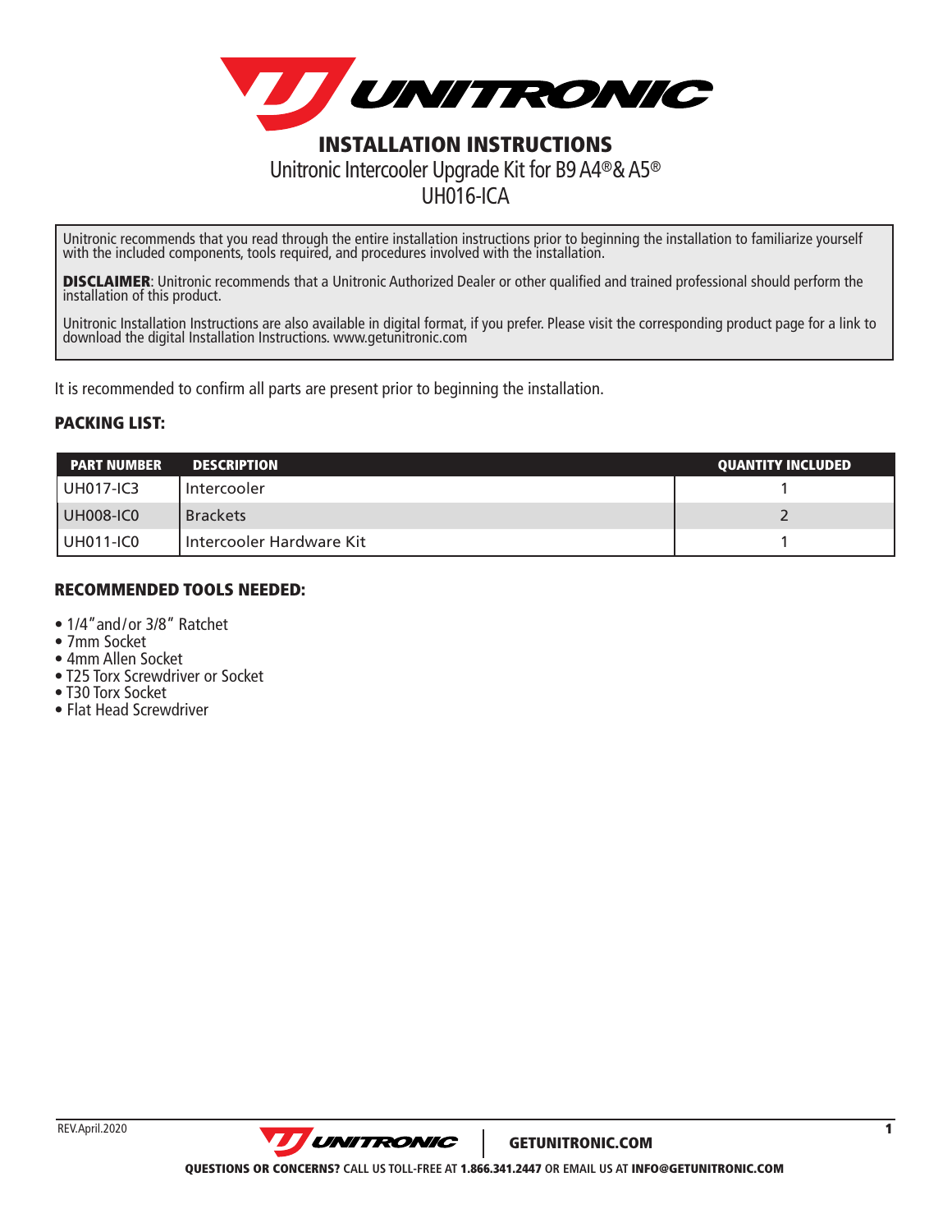# INSTALLATION INSTRUCTIONS

Unitronic Intercooler Upgrade Kit for B9 A4® & A5®

UH016-ICA

Unitronic recommends that you read through the entire installation instructions prior to beginning the installation to familiarize yourself with the included components, tools required, and procedures involved with the installation.

**DISCLAIMER**: Unitronic recommends that a Unitronic Authorized Dealer or other qualified and trained professional should perform the installation of this product.

Unitronic Installation Instructions are also available in digital format, if you prefer. Please visit the corresponding product page for a link to download the digital Installation Instructions. www.getunitronic.com

It is recommended to confirm all parts are present prior to beginning the installation.

## PACKING LIST:

| PART NUMBER | DESCRIPTION | QUANTITY INCLUDED |
|---|---|---|
| UH017-IC3 | Intercooler | 1 |
| UH008-IC0 | Brackets | 2 |
| UH011-IC0 | Intercooler Hardware Kit | 1 |

## RECOMMENDED TOOLS NEEDED:

- 1/4" and/or 3/8" Ratchet
- 7mm Socket
- 4mm Allen Socket
- T25 Torx Screwdriver or Socket
- T30 Torx Socket
- Flat Head Screwdriver

REV.April.2020

GETUNITRONIC.COM

**QUESTIONS OR CONCERNS?** CALL US TOLL-FREE AT **1.866.341.2447** OR EMAIL US AT **INFO@GETUNITRONIC.COM**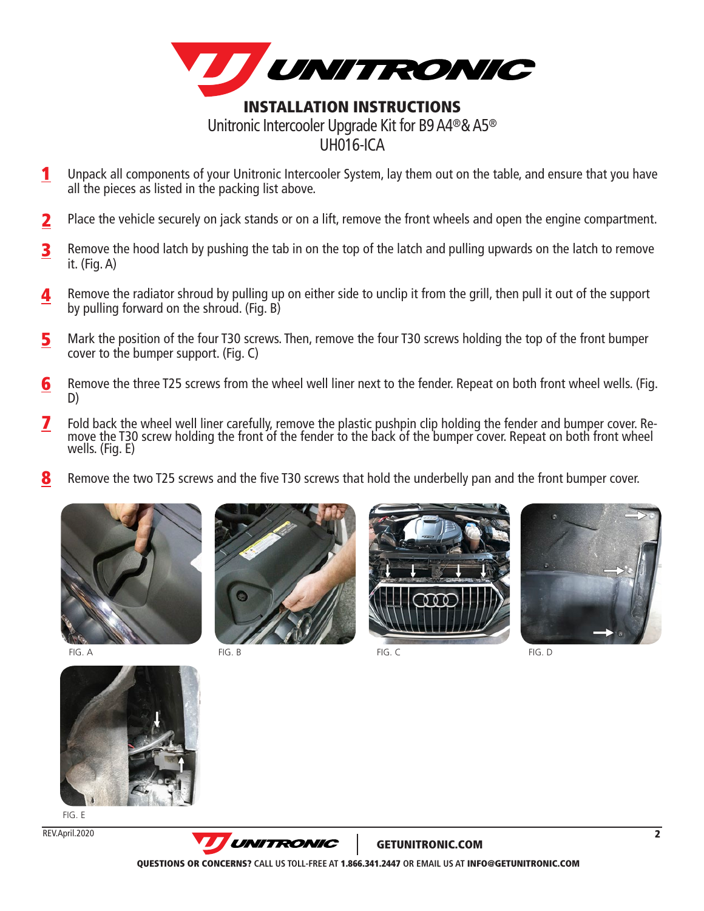# INSTALLATION INSTRUCTIONS

Unitronic Intercooler Upgrade Kit for B9 A4® & A5®

UH016-ICA

1. Unpack all components of your Unitronic Intercooler System, lay them out on the table, and ensure that you have all the pieces as listed in the packing list above.

2. Place the vehicle securely on jack stands or on a lift, remove the front wheels and open the engine compartment.

3. Remove the hood latch by pushing the tab in on the top of the latch and pulling upwards on the latch to remove it. (Fig. A)

4. Remove the radiator shroud by pulling up on either side to unclip it from the grill, then pull it out of the support by pulling forward on the shroud. (Fig. B)

5. Mark the position of the four T30 screws. Then, remove the four T30 screws holding the top of the front bumper cover to the bumper support. (Fig. C)

6. Remove the three T25 screws from the wheel well liner next to the fender. Repeat on both front wheel wells. (Fig. D)

7. Fold back the wheel well liner carefully, remove the plastic pushpin clip holding the fender and bumper cover. Remove the T30 screw holding the front of the fender to the back of the bumper cover. Repeat on both front wheel wells. (Fig. E)

8. Remove the two T25 screws and the five T30 screws that hold the underbelly pan and the front bumper cover.

FIG. A

FIG. B

FIG. C

FIG. D

FIG. E

REV.April.2020

GETUNITRONIC.COM

**QUESTIONS OR CONCERNS?** CALL US TOLL-FREE AT **1.866.341.2447** OR EMAIL US AT **INFO@GETUNITRONIC.COM**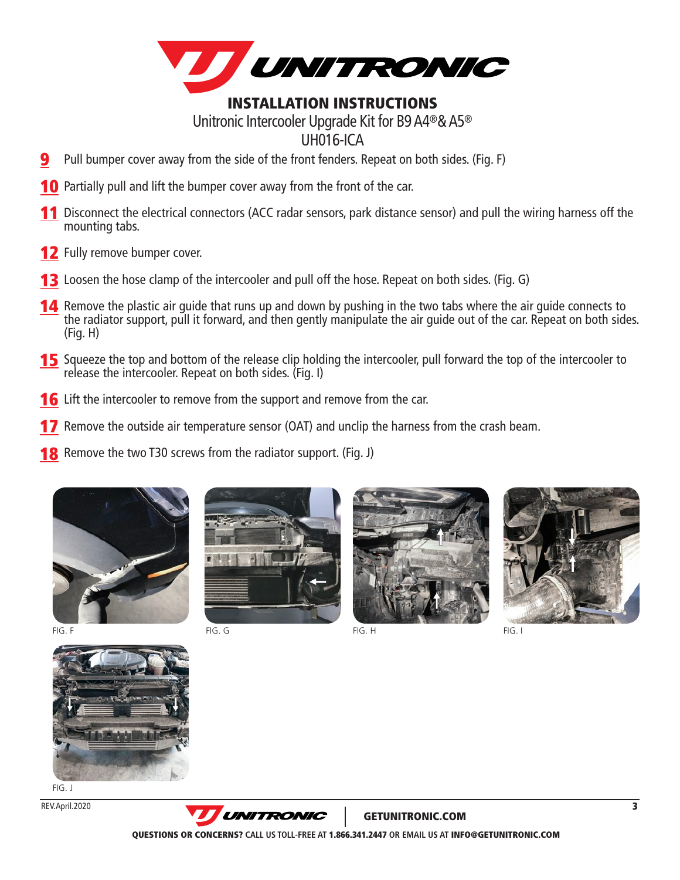# INSTALLATION INSTRUCTIONS

Unitronic Intercooler Upgrade Kit for B9 A4®& A5®

UH016-ICA

9. Pull bumper cover away from the side of the front fenders. Repeat on both sides. (Fig. F)
10. Partially pull and lift the bumper cover away from the front of the car.
11. Disconnect the electrical connectors (ACC radar sensors, park distance sensor) and pull the wiring harness off the mounting tabs.
12. Fully remove bumper cover.
13. Loosen the hose clamp of the intercooler and pull off the hose. Repeat on both sides. (Fig. G)
14. Remove the plastic air guide that runs up and down by pushing in the two tabs where the air guide connects to the radiator support, pull it forward, and then gently manipulate the air guide out of the car. Repeat on both sides. (Fig. H)
15. Squeeze the top and bottom of the release clip holding the intercooler, pull forward the top of the intercooler to release the intercooler. Repeat on both sides. (Fig. I)
16. Lift the intercooler to remove from the support and remove from the car.
17. Remove the outside air temperature sensor (OAT) and unclip the harness from the crash beam.
18. Remove the two T30 screws from the radiator support. (Fig. J)

FIG. F

FIG. G

FIG. H

FIG. I

FIG. J

REV.April.2020

GETUNITRONIC.COM

**QUESTIONS OR CONCERNS?** CALL US TOLL-FREE AT **1.866.341.2447** OR EMAIL US AT **INFO@GETUNITRONIC.COM**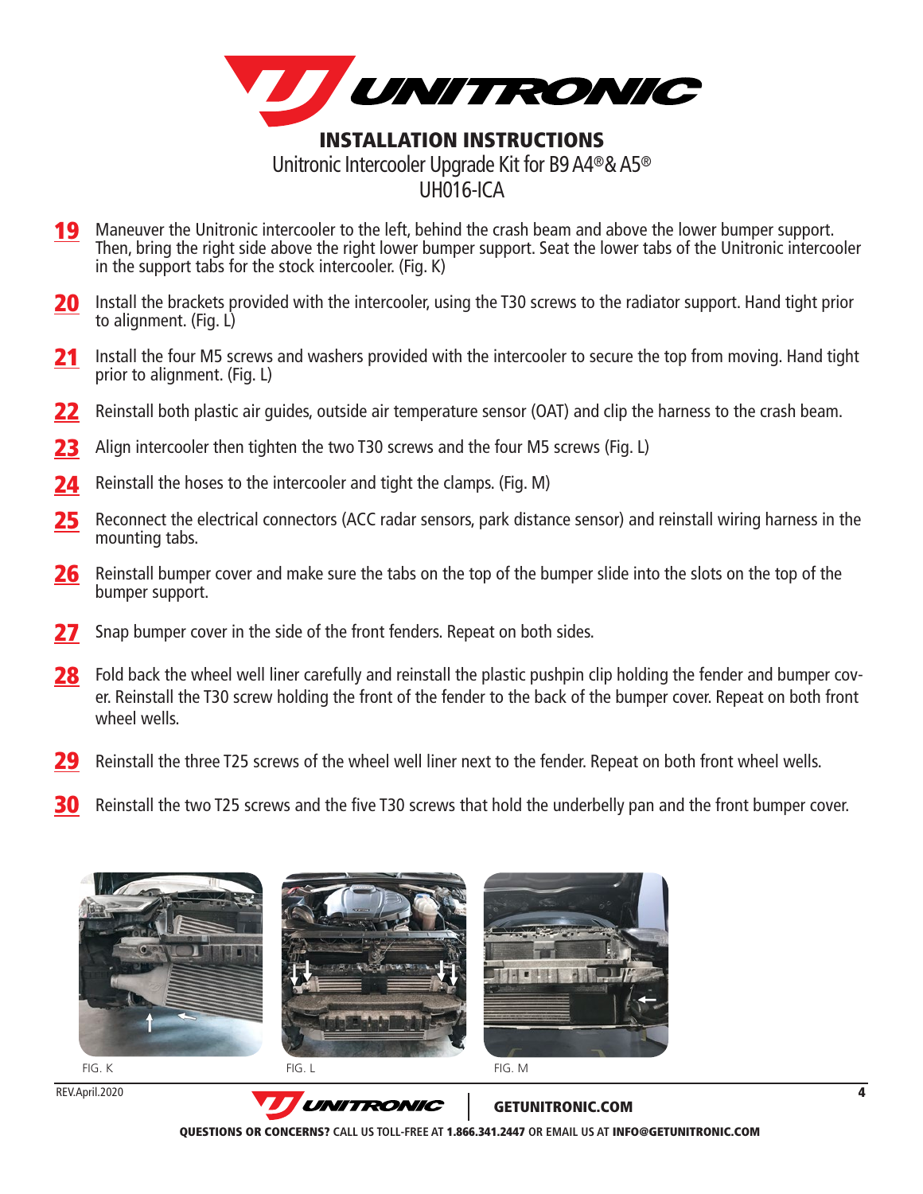# INSTALLATION INSTRUCTIONS

Unitronic Intercooler Upgrade Kit for B9 A4®& A5®

UH016-ICA

19. Maneuver the Unitronic intercooler to the left, behind the crash beam and above the lower bumper support. Then, bring the right side above the right lower bumper support. Seat the lower tabs of the Unitronic intercooler in the support tabs for the stock intercooler. (Fig. K)
20. Install the brackets provided with the intercooler, using the T30 screws to the radiator support. Hand tight prior to alignment. (Fig. L)
21. Install the four M5 screws and washers provided with the intercooler to secure the top from moving. Hand tight prior to alignment. (Fig. L)
22. Reinstall both plastic air guides, outside air temperature sensor (OAT) and clip the harness to the crash beam.
23. Align intercooler then tighten the two T30 screws and the four M5 screws (Fig. L)
24. Reinstall the hoses to the intercooler and tight the clamps. (Fig. M)
25. Reconnect the electrical connectors (ACC radar sensors, park distance sensor) and reinstall wiring harness in the mounting tabs.
26. Reinstall bumper cover and make sure the tabs on the top of the bumper slide into the slots on the top of the bumper support.
27. Snap bumper cover in the side of the front fenders. Repeat on both sides.
28. Fold back the wheel well liner carefully and reinstall the plastic pushpin clip holding the fender and bumper cover. Reinstall the T30 screw holding the front of the fender to the back of the bumper cover. Repeat on both front wheel wells.
29. Reinstall the three T25 screws of the wheel well liner next to the fender. Repeat on both front wheel wells.
30. Reinstall the two T25 screws and the five T30 screws that hold the underbelly pan and the front bumper cover.

FIG. K

FIG. L

FIG. M

REV.April.2020

GETUNITRONIC.COM

**QUESTIONS OR CONCERNS?** CALL US TOLL-FREE AT **1.866.341.2447** OR EMAIL US AT **INFO@GETUNITRONIC.COM**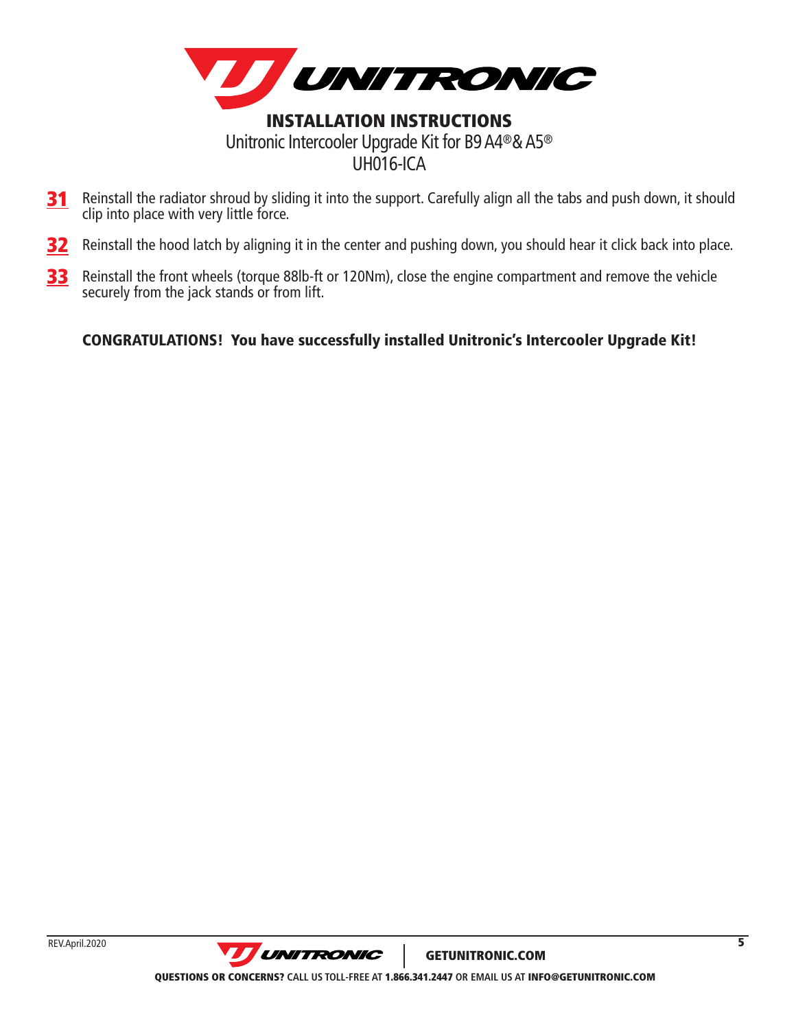## INSTALLATION INSTRUCTIONS

Unitronic Intercooler Upgrade Kit for B9 A4®& A5®

UH016-ICA

31. Reinstall the radiator shroud by sliding it into the support. Carefully align all the tabs and push down, it should clip into place with very little force.

32. Reinstall the hood latch by aligning it in the center and pushing down, you should hear it click back into place.

33. Reinstall the front wheels (torque 88lb-ft or 120Nm), close the engine compartment and remove the vehicle securely from the jack stands or from lift.

**CONGRATULATIONS! You have successfully installed Unitronic's Intercooler Upgrade Kit!**